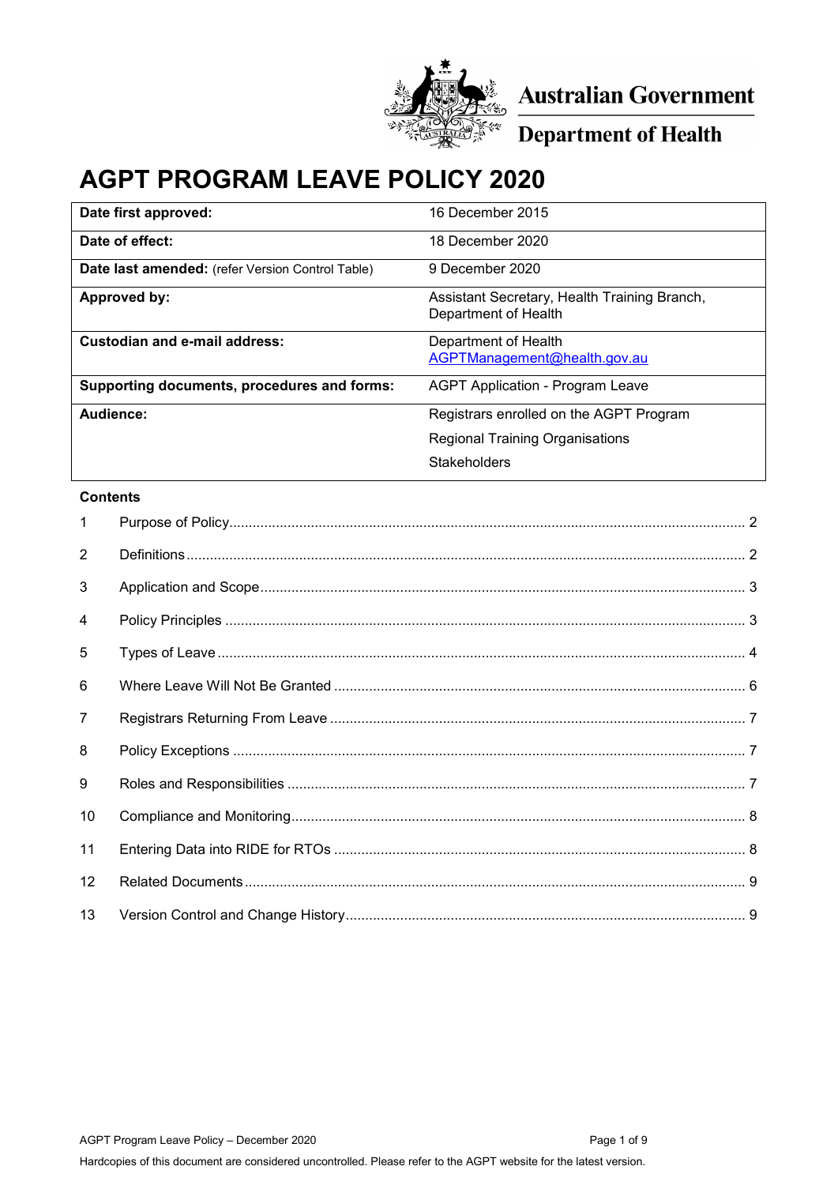Australian Government

Department of Health

# AGPT PROGRAM LEAVE POLICY 2020

| | |
|---|---|
| **Date first approved:** | 16 December 2015 |
| **Date of effect:** | 18 December 2020 |
| **Date last amended:** (refer Version Control Table) | 9 December 2020 |
| **Approved by:** | Assistant Secretary, Health Training Branch, Department of Health |
| **Custodian and e-mail address:** | Department of Health AGPTManagement@health.gov.au |
| **Supporting documents, procedures and forms:** | AGPT Application - Program Leave |
| **Audience:** | Registrars enrolled on the AGPT Program<br>Regional Training Organisations<br>Stakeholders |

**Contents**

1 Purpose of Policy ..... 2

2 Definitions ..... 2

3 Application and Scope ..... 3

4 Policy Principles ..... 3

5 Types of Leave ..... 4

6 Where Leave Will Not Be Granted ..... 6

7 Registrars Returning From Leave ..... 7

8 Policy Exceptions ..... 7

9 Roles and Responsibilities ..... 7

10 Compliance and Monitoring ..... 8

11 Entering Data into RIDE for RTOs ..... 8

12 Related Documents ..... 9

13 Version Control and Change History ..... 9

Hardcopies of this document are considered uncontrolled. Please refer to the AGPT website for the latest version.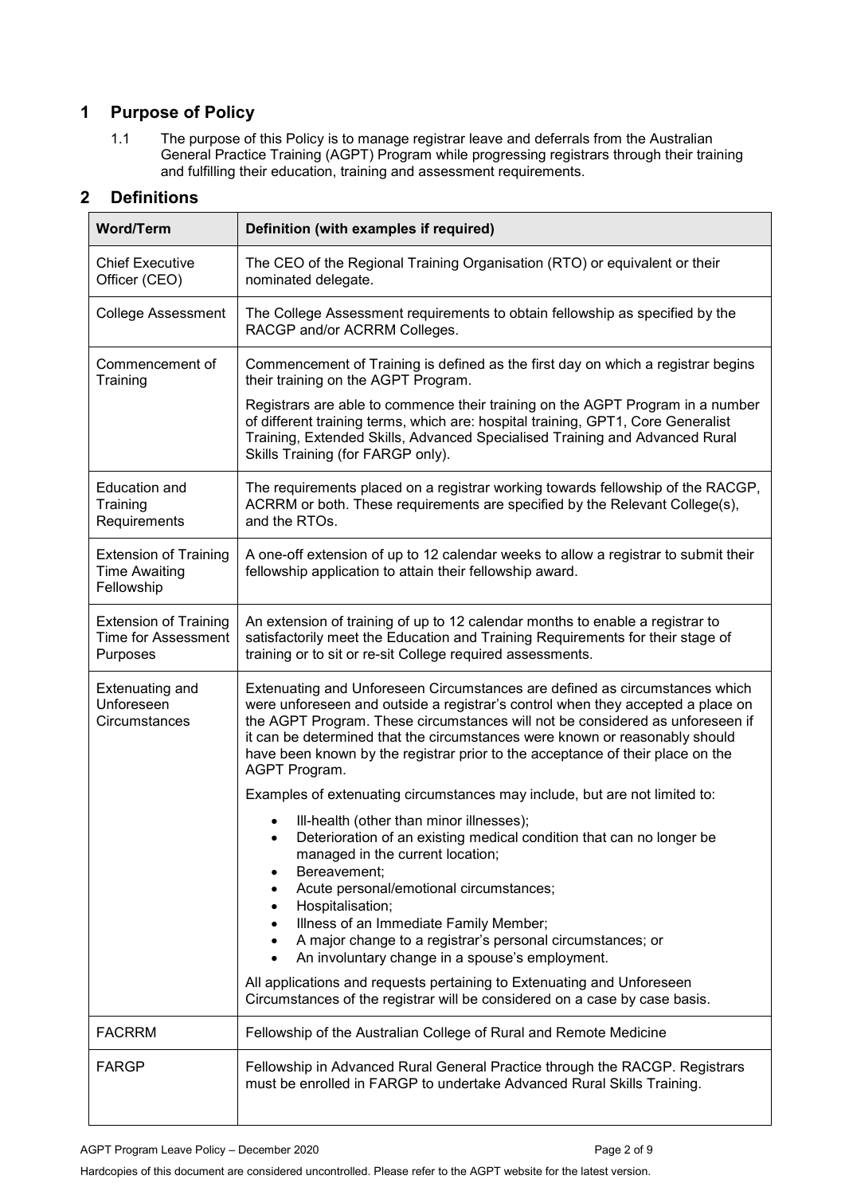## 1 Purpose of Policy

1.1 The purpose of this Policy is to manage registrar leave and deferrals from the Australian General Practice Training (AGPT) Program while progressing registrars through their training and fulfilling their education, training and assessment requirements.

## 2 Definitions

| Word/Term | Definition (with examples if required) |
|---|---|
| Chief Executive Officer (CEO) | The CEO of the Regional Training Organisation (RTO) or equivalent or their nominated delegate. |
| College Assessment | The College Assessment requirements to obtain fellowship as specified by the RACGP and/or ACRRM Colleges. |
| Commencement of Training | Commencement of Training is defined as the first day on which a registrar begins their training on the AGPT Program.<br><br>Registrars are able to commence their training on the AGPT Program in a number of different training terms, which are: hospital training, GPT1, Core Generalist Training, Extended Skills, Advanced Specialised Training and Advanced Rural Skills Training (for FARGP only). |
| Education and Training Requirements | The requirements placed on a registrar working towards fellowship of the RACGP, ACRRM or both. These requirements are specified by the Relevant College(s), and the RTOs. |
| Extension of Training Time Awaiting Fellowship | A one-off extension of up to 12 calendar weeks to allow a registrar to submit their fellowship application to attain their fellowship award. |
| Extension of Training Time for Assessment Purposes | An extension of training of up to 12 calendar months to enable a registrar to satisfactorily meet the Education and Training Requirements for their stage of training or to sit or re-sit College required assessments. |
| Extenuating and Unforeseen Circumstances | Extenuating and Unforeseen Circumstances are defined as circumstances which were unforeseen and outside a registrar's control when they accepted a place on the AGPT Program. These circumstances will not be considered as unforeseen if it can be determined that the circumstances were known or reasonably should have been known by the registrar prior to the acceptance of their place on the AGPT Program.<br><br>Examples of extenuating circumstances may include, but are not limited to:<br><br>• Ill-health (other than minor illnesses);<br>• Deterioration of an existing medical condition that can no longer be managed in the current location;<br>• Bereavement;<br>• Acute personal/emotional circumstances;<br>• Hospitalisation;<br>• Illness of an Immediate Family Member;<br>• A major change to a registrar's personal circumstances; or<br>• An involuntary change in a spouse's employment.<br><br>All applications and requests pertaining to Extenuating and Unforeseen Circumstances of the registrar will be considered on a case by case basis. |
| FACRRM | Fellowship of the Australian College of Rural and Remote Medicine |
| FARGP | Fellowship in Advanced Rural General Practice through the RACGP. Registrars must be enrolled in FARGP to undertake Advanced Rural Skills Training. |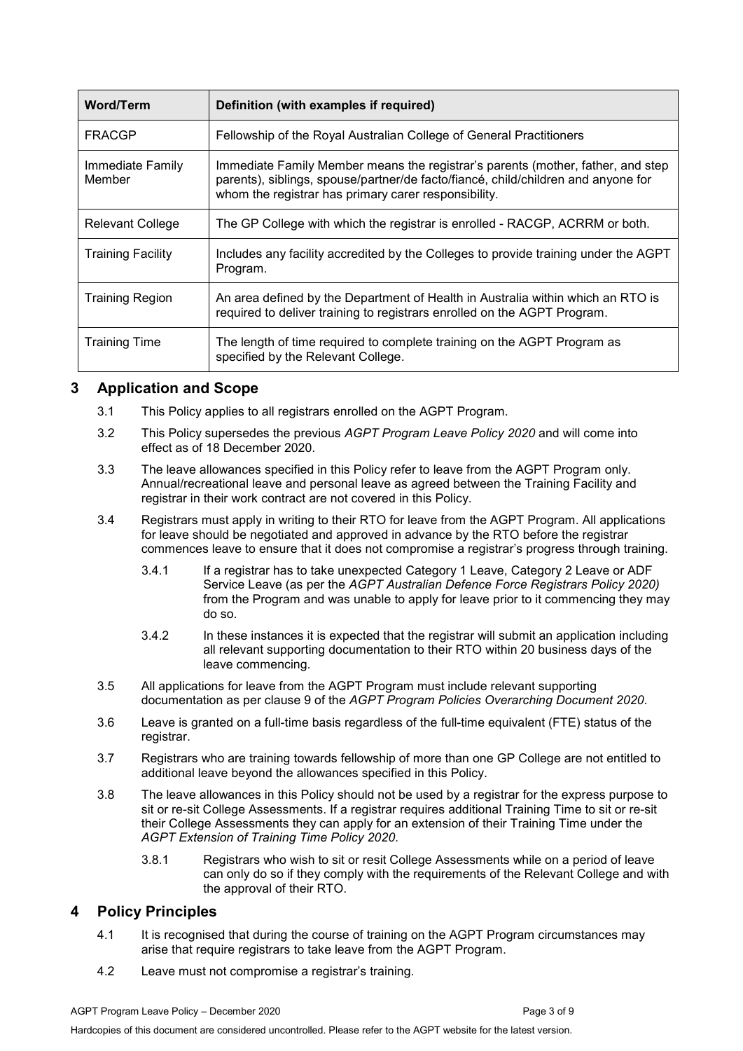| Word/Term | Definition (with examples if required) |
|---|---|
| FRACGP | Fellowship of the Royal Australian College of General Practitioners |
| Immediate Family Member | Immediate Family Member means the registrar's parents (mother, father, and step parents), siblings, spouse/partner/de facto/fiancé, child/children and anyone for whom the registrar has primary carer responsibility. |
| Relevant College | The GP College with which the registrar is enrolled - RACGP, ACRRM or both. |
| Training Facility | Includes any facility accredited by the Colleges to provide training under the AGPT Program. |
| Training Region | An area defined by the Department of Health in Australia within which an RTO is required to deliver training to registrars enrolled on the AGPT Program. |
| Training Time | The length of time required to complete training on the AGPT Program as specified by the Relevant College. |

## 3 Application and Scope

3.1 This Policy applies to all registrars enrolled on the AGPT Program.

3.2 This Policy supersedes the previous *AGPT Program Leave Policy 2020* and will come into effect as of 18 December 2020.

3.3 The leave allowances specified in this Policy refer to leave from the AGPT Program only. Annual/recreational leave and personal leave as agreed between the Training Facility and registrar in their work contract are not covered in this Policy.

3.4 Registrars must apply in writing to their RTO for leave from the AGPT Program. All applications for leave should be negotiated and approved in advance by the RTO before the registrar commences leave to ensure that it does not compromise a registrar's progress through training.

3.4.1 If a registrar has to take unexpected Category 1 Leave, Category 2 Leave or ADF Service Leave (as per the *AGPT Australian Defence Force Registrars Policy 2020)* from the Program and was unable to apply for leave prior to it commencing they may do so.

3.4.2 In these instances it is expected that the registrar will submit an application including all relevant supporting documentation to their RTO within 20 business days of the leave commencing.

3.5 All applications for leave from the AGPT Program must include relevant supporting documentation as per clause 9 of the *AGPT Program Policies Overarching Document 2020*.

3.6 Leave is granted on a full-time basis regardless of the full-time equivalent (FTE) status of the registrar.

3.7 Registrars who are training towards fellowship of more than one GP College are not entitled to additional leave beyond the allowances specified in this Policy.

3.8 The leave allowances in this Policy should not be used by a registrar for the express purpose to sit or re-sit College Assessments. If a registrar requires additional Training Time to sit or re-sit their College Assessments they can apply for an extension of their Training Time under the *AGPT Extension of Training Time Policy 2020*.

3.8.1 Registrars who wish to sit or resit College Assessments while on a period of leave can only do so if they comply with the requirements of the Relevant College and with the approval of their RTO.

## 4 Policy Principles

4.1 It is recognised that during the course of training on the AGPT Program circumstances may arise that require registrars to take leave from the AGPT Program.

4.2 Leave must not compromise a registrar's training.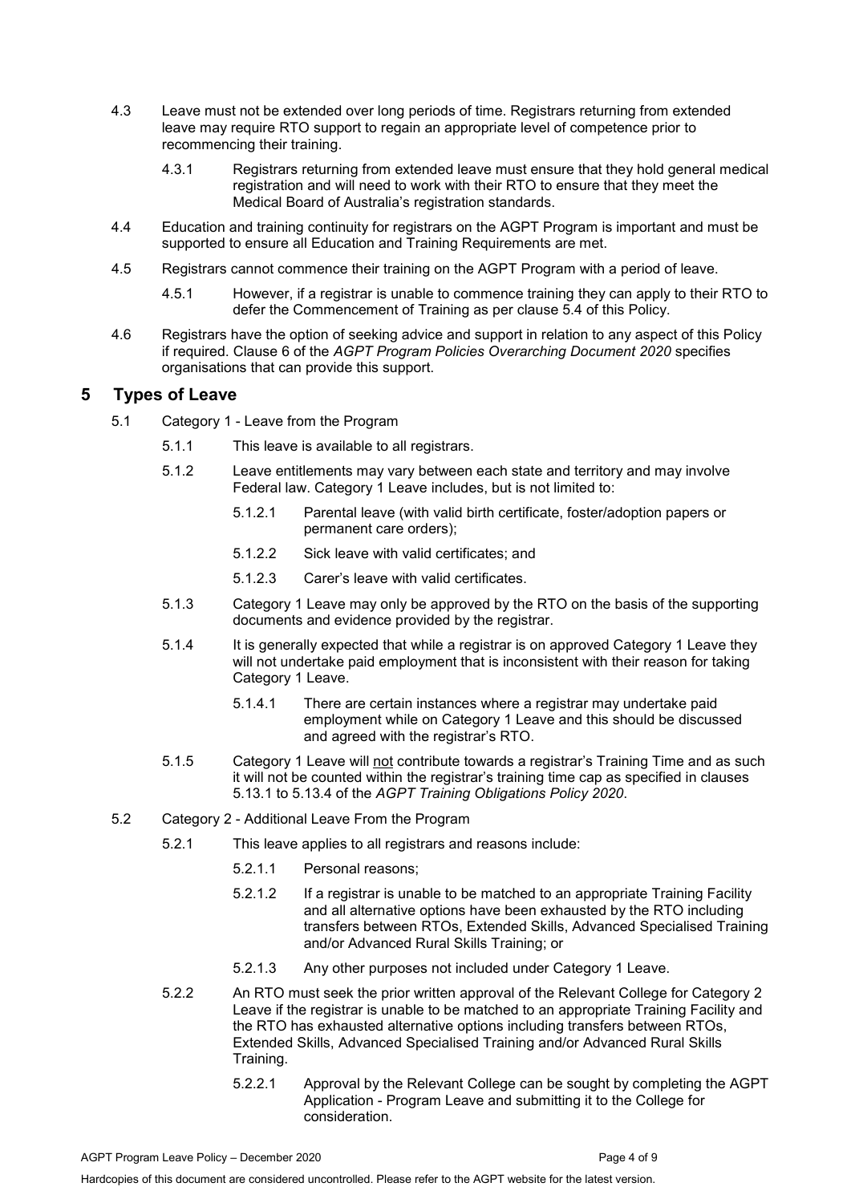4.3 Leave must not be extended over long periods of time. Registrars returning from extended leave may require RTO support to regain an appropriate level of competence prior to recommencing their training.

4.3.1 Registrars returning from extended leave must ensure that they hold general medical registration and will need to work with their RTO to ensure that they meet the Medical Board of Australia's registration standards.

4.4 Education and training continuity for registrars on the AGPT Program is important and must be supported to ensure all Education and Training Requirements are met.

4.5 Registrars cannot commence their training on the AGPT Program with a period of leave.

4.5.1 However, if a registrar is unable to commence training they can apply to their RTO to defer the Commencement of Training as per clause 5.4 of this Policy.

4.6 Registrars have the option of seeking advice and support in relation to any aspect of this Policy if required. Clause 6 of the *AGPT Program Policies Overarching Document 2020* specifies organisations that can provide this support.

# 5 Types of Leave

5.1 Category 1 - Leave from the Program

5.1.1 This leave is available to all registrars.

5.1.2 Leave entitlements may vary between each state and territory and may involve Federal law. Category 1 Leave includes, but is not limited to:

5.1.2.1 Parental leave (with valid birth certificate, foster/adoption papers or permanent care orders);

5.1.2.2 Sick leave with valid certificates; and

5.1.2.3 Carer's leave with valid certificates.

5.1.3 Category 1 Leave may only be approved by the RTO on the basis of the supporting documents and evidence provided by the registrar.

5.1.4 It is generally expected that while a registrar is on approved Category 1 Leave they will not undertake paid employment that is inconsistent with their reason for taking Category 1 Leave.

5.1.4.1 There are certain instances where a registrar may undertake paid employment while on Category 1 Leave and this should be discussed and agreed with the registrar's RTO.

5.1.5 Category 1 Leave will <u>not</u> contribute towards a registrar's Training Time and as such it will not be counted within the registrar's training time cap as specified in clauses 5.13.1 to 5.13.4 of the *AGPT Training Obligations Policy 2020*.

5.2 Category 2 - Additional Leave From the Program

5.2.1 This leave applies to all registrars and reasons include:

5.2.1.1 Personal reasons;

5.2.1.2 If a registrar is unable to be matched to an appropriate Training Facility and all alternative options have been exhausted by the RTO including transfers between RTOs, Extended Skills, Advanced Specialised Training and/or Advanced Rural Skills Training; or

5.2.1.3 Any other purposes not included under Category 1 Leave.

5.2.2 An RTO must seek the prior written approval of the Relevant College for Category 2 Leave if the registrar is unable to be matched to an appropriate Training Facility and the RTO has exhausted alternative options including transfers between RTOs, Extended Skills, Advanced Specialised Training and/or Advanced Rural Skills Training.

5.2.2.1 Approval by the Relevant College can be sought by completing the AGPT Application - Program Leave and submitting it to the College for consideration.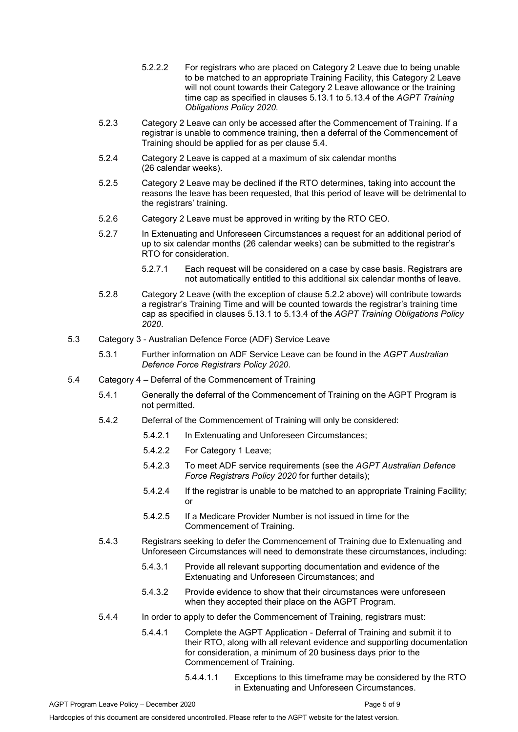5.2.2.2 For registrars who are placed on Category 2 Leave due to being unable to be matched to an appropriate Training Facility, this Category 2 Leave will not count towards their Category 2 Leave allowance or the training time cap as specified in clauses 5.13.1 to 5.13.4 of the *AGPT Training Obligations Policy 2020*.

5.2.3 Category 2 Leave can only be accessed after the Commencement of Training. If a registrar is unable to commence training, then a deferral of the Commencement of Training should be applied for as per clause 5.4.

5.2.4 Category 2 Leave is capped at a maximum of six calendar months (26 calendar weeks).

5.2.5 Category 2 Leave may be declined if the RTO determines, taking into account the reasons the leave has been requested, that this period of leave will be detrimental to the registrars' training.

5.2.6 Category 2 Leave must be approved in writing by the RTO CEO.

5.2.7 In Extenuating and Unforeseen Circumstances a request for an additional period of up to six calendar months (26 calendar weeks) can be submitted to the registrar's RTO for consideration.

5.2.7.1 Each request will be considered on a case by case basis. Registrars are not automatically entitled to this additional six calendar months of leave.

5.2.8 Category 2 Leave (with the exception of clause 5.2.2 above) will contribute towards a registrar's Training Time and will be counted towards the registrar's training time cap as specified in clauses 5.13.1 to 5.13.4 of the *AGPT Training Obligations Policy 2020*.

5.3 Category 3 - Australian Defence Force (ADF) Service Leave

5.3.1 Further information on ADF Service Leave can be found in the *AGPT Australian Defence Force Registrars Policy 2020*.

5.4 Category 4 – Deferral of the Commencement of Training

5.4.1 Generally the deferral of the Commencement of Training on the AGPT Program is not permitted.

5.4.2 Deferral of the Commencement of Training will only be considered:

5.4.2.1 In Extenuating and Unforeseen Circumstances;

5.4.2.2 For Category 1 Leave;

5.4.2.3 To meet ADF service requirements (see the *AGPT Australian Defence Force Registrars Policy 2020* for further details);

5.4.2.4 If the registrar is unable to be matched to an appropriate Training Facility; or

5.4.2.5 If a Medicare Provider Number is not issued in time for the Commencement of Training.

5.4.3 Registrars seeking to defer the Commencement of Training due to Extenuating and Unforeseen Circumstances will need to demonstrate these circumstances, including:

5.4.3.1 Provide all relevant supporting documentation and evidence of the Extenuating and Unforeseen Circumstances; and

5.4.3.2 Provide evidence to show that their circumstances were unforeseen when they accepted their place on the AGPT Program.

5.4.4 In order to apply to defer the Commencement of Training, registrars must:

5.4.4.1 Complete the AGPT Application - Deferral of Training and submit it to their RTO, along with all relevant evidence and supporting documentation for consideration, a minimum of 20 business days prior to the Commencement of Training.

5.4.4.1.1 Exceptions to this timeframe may be considered by the RTO in Extenuating and Unforeseen Circumstances.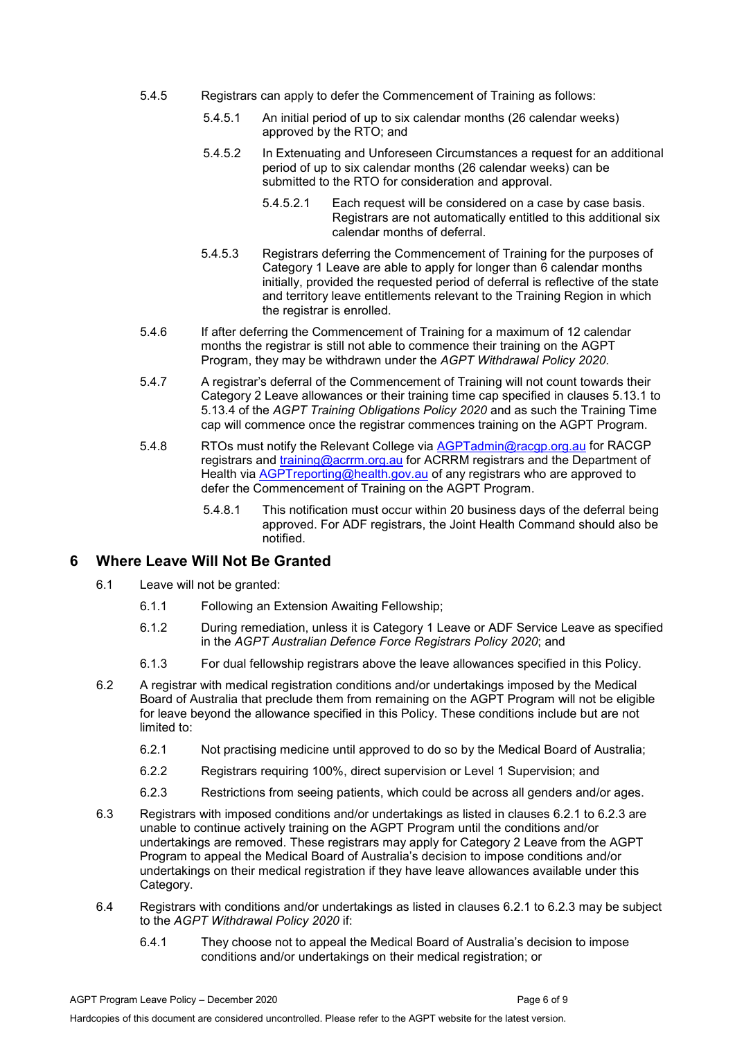5.4.5 Registrars can apply to defer the Commencement of Training as follows:

5.4.5.1 An initial period of up to six calendar months (26 calendar weeks) approved by the RTO; and

5.4.5.2 In Extenuating and Unforeseen Circumstances a request for an additional period of up to six calendar months (26 calendar weeks) can be submitted to the RTO for consideration and approval.

5.4.5.2.1 Each request will be considered on a case by case basis. Registrars are not automatically entitled to this additional six calendar months of deferral.

5.4.5.3 Registrars deferring the Commencement of Training for the purposes of Category 1 Leave are able to apply for longer than 6 calendar months initially, provided the requested period of deferral is reflective of the state and territory leave entitlements relevant to the Training Region in which the registrar is enrolled.

5.4.6 If after deferring the Commencement of Training for a maximum of 12 calendar months the registrar is still not able to commence their training on the AGPT Program, they may be withdrawn under the *AGPT Withdrawal Policy 2020*.

5.4.7 A registrar's deferral of the Commencement of Training will not count towards their Category 2 Leave allowances or their training time cap specified in clauses 5.13.1 to 5.13.4 of the *AGPT Training Obligations Policy 2020* and as such the Training Time cap will commence once the registrar commences training on the AGPT Program.

5.4.8 RTOs must notify the Relevant College via [AGPTadmin@racgp.org.au](mailto:AGPTadmin@racgp.org.au) for RACGP registrars and [training@acrrm.org.au](mailto:training@acrrm.org.au) for ACRRM registrars and the Department of Health via [AGPTreporting@health.gov.au](mailto:AGPTreporting@health.gov.au) of any registrars who are approved to defer the Commencement of Training on the AGPT Program.

5.4.8.1 This notification must occur within 20 business days of the deferral being approved. For ADF registrars, the Joint Health Command should also be notified.

## 6 Where Leave Will Not Be Granted

6.1 Leave will not be granted:

6.1.1 Following an Extension Awaiting Fellowship;

6.1.2 During remediation, unless it is Category 1 Leave or ADF Service Leave as specified in the *AGPT Australian Defence Force Registrars Policy 2020*; and

6.1.3 For dual fellowship registrars above the leave allowances specified in this Policy.

6.2 A registrar with medical registration conditions and/or undertakings imposed by the Medical Board of Australia that preclude them from remaining on the AGPT Program will not be eligible for leave beyond the allowance specified in this Policy. These conditions include but are not limited to:

6.2.1 Not practising medicine until approved to do so by the Medical Board of Australia;

6.2.2 Registrars requiring 100%, direct supervision or Level 1 Supervision; and

6.2.3 Restrictions from seeing patients, which could be across all genders and/or ages.

6.3 Registrars with imposed conditions and/or undertakings as listed in clauses 6.2.1 to 6.2.3 are unable to continue actively training on the AGPT Program until the conditions and/or undertakings are removed. These registrars may apply for Category 2 Leave from the AGPT Program to appeal the Medical Board of Australia's decision to impose conditions and/or undertakings on their medical registration if they have leave allowances available under this Category.

6.4 Registrars with conditions and/or undertakings as listed in clauses 6.2.1 to 6.2.3 may be subject to the *AGPT Withdrawal Policy 2020* if:

6.4.1 They choose not to appeal the Medical Board of Australia's decision to impose conditions and/or undertakings on their medical registration; or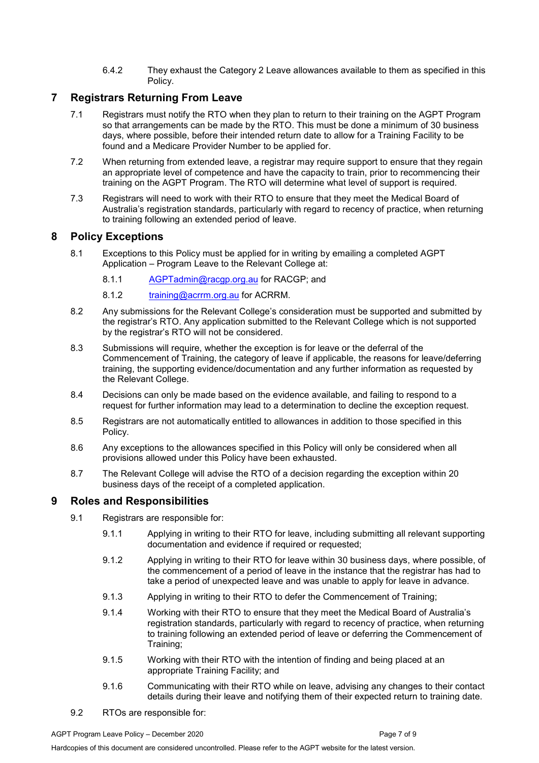6.4.2 They exhaust the Category 2 Leave allowances available to them as specified in this Policy.

## 7 Registrars Returning From Leave

7.1 Registrars must notify the RTO when they plan to return to their training on the AGPT Program so that arrangements can be made by the RTO. This must be done a minimum of 30 business days, where possible, before their intended return date to allow for a Training Facility to be found and a Medicare Provider Number to be applied for.

7.2 When returning from extended leave, a registrar may require support to ensure that they regain an appropriate level of competence and have the capacity to train, prior to recommencing their training on the AGPT Program. The RTO will determine what level of support is required.

7.3 Registrars will need to work with their RTO to ensure that they meet the Medical Board of Australia's registration standards, particularly with regard to recency of practice, when returning to training following an extended period of leave.

## 8 Policy Exceptions

8.1 Exceptions to this Policy must be applied for in writing by emailing a completed AGPT Application – Program Leave to the Relevant College at:

8.1.1 [AGPTadmin@racgp.org.au](mailto:AGPTadmin@racgp.org.au) for RACGP; and

8.1.2 [training@acrrm.org.au](mailto:training@acrrm.org.au) for ACRRM.

8.2 Any submissions for the Relevant College's consideration must be supported and submitted by the registrar's RTO. Any application submitted to the Relevant College which is not supported by the registrar's RTO will not be considered.

8.3 Submissions will require, whether the exception is for leave or the deferral of the Commencement of Training, the category of leave if applicable, the reasons for leave/deferring training, the supporting evidence/documentation and any further information as requested by the Relevant College.

8.4 Decisions can only be made based on the evidence available, and failing to respond to a request for further information may lead to a determination to decline the exception request.

8.5 Registrars are not automatically entitled to allowances in addition to those specified in this Policy.

8.6 Any exceptions to the allowances specified in this Policy will only be considered when all provisions allowed under this Policy have been exhausted.

8.7 The Relevant College will advise the RTO of a decision regarding the exception within 20 business days of the receipt of a completed application.

## 9 Roles and Responsibilities

9.1 Registrars are responsible for:

9.1.1 Applying in writing to their RTO for leave, including submitting all relevant supporting documentation and evidence if required or requested;

9.1.2 Applying in writing to their RTO for leave within 30 business days, where possible, of the commencement of a period of leave in the instance that the registrar has had to take a period of unexpected leave and was unable to apply for leave in advance.

9.1.3 Applying in writing to their RTO to defer the Commencement of Training;

9.1.4 Working with their RTO to ensure that they meet the Medical Board of Australia's registration standards, particularly with regard to recency of practice, when returning to training following an extended period of leave or deferring the Commencement of Training;

9.1.5 Working with their RTO with the intention of finding and being placed at an appropriate Training Facility; and

9.1.6 Communicating with their RTO while on leave, advising any changes to their contact details during their leave and notifying them of their expected return to training date.

9.2 RTOs are responsible for: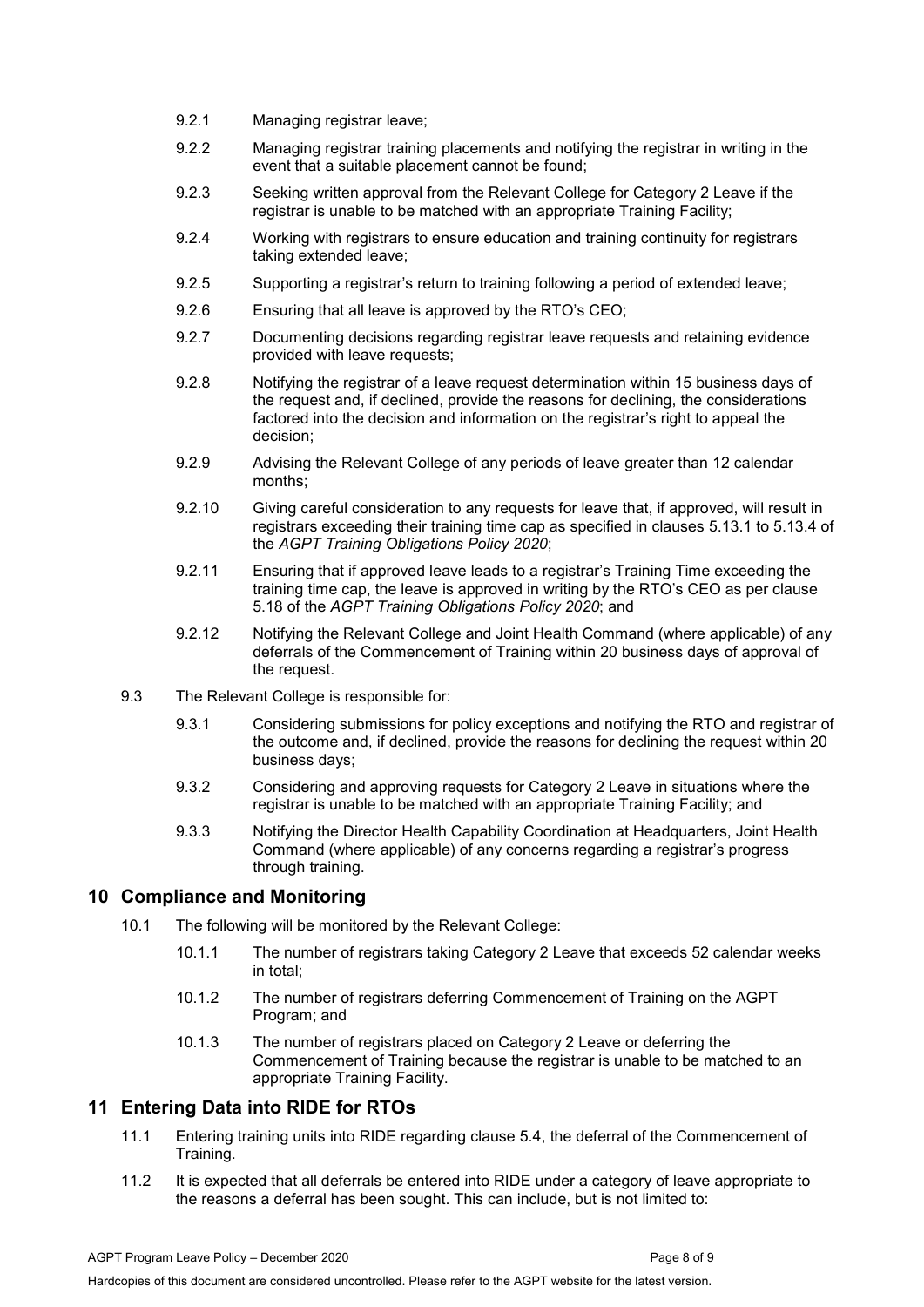9.2.1 Managing registrar leave;

9.2.2 Managing registrar training placements and notifying the registrar in writing in the event that a suitable placement cannot be found;

9.2.3 Seeking written approval from the Relevant College for Category 2 Leave if the registrar is unable to be matched with an appropriate Training Facility;

9.2.4 Working with registrars to ensure education and training continuity for registrars taking extended leave;

9.2.5 Supporting a registrar's return to training following a period of extended leave;

9.2.6 Ensuring that all leave is approved by the RTO's CEO;

9.2.7 Documenting decisions regarding registrar leave requests and retaining evidence provided with leave requests;

9.2.8 Notifying the registrar of a leave request determination within 15 business days of the request and, if declined, provide the reasons for declining, the considerations factored into the decision and information on the registrar's right to appeal the decision;

9.2.9 Advising the Relevant College of any periods of leave greater than 12 calendar months;

9.2.10 Giving careful consideration to any requests for leave that, if approved, will result in registrars exceeding their training time cap as specified in clauses 5.13.1 to 5.13.4 of the *AGPT Training Obligations Policy 2020*;

9.2.11 Ensuring that if approved leave leads to a registrar's Training Time exceeding the training time cap, the leave is approved in writing by the RTO's CEO as per clause 5.18 of the *AGPT Training Obligations Policy 2020*; and

9.2.12 Notifying the Relevant College and Joint Health Command (where applicable) of any deferrals of the Commencement of Training within 20 business days of approval of the request.

9.3 The Relevant College is responsible for:

9.3.1 Considering submissions for policy exceptions and notifying the RTO and registrar of the outcome and, if declined, provide the reasons for declining the request within 20 business days;

9.3.2 Considering and approving requests for Category 2 Leave in situations where the registrar is unable to be matched with an appropriate Training Facility; and

9.3.3 Notifying the Director Health Capability Coordination at Headquarters, Joint Health Command (where applicable) of any concerns regarding a registrar's progress through training.

## 10 Compliance and Monitoring

10.1 The following will be monitored by the Relevant College:

10.1.1 The number of registrars taking Category 2 Leave that exceeds 52 calendar weeks in total;

10.1.2 The number of registrars deferring Commencement of Training on the AGPT Program; and

10.1.3 The number of registrars placed on Category 2 Leave or deferring the Commencement of Training because the registrar is unable to be matched to an appropriate Training Facility.

## 11 Entering Data into RIDE for RTOs

11.1 Entering training units into RIDE regarding clause 5.4, the deferral of the Commencement of Training.

11.2 It is expected that all deferrals be entered into RIDE under a category of leave appropriate to the reasons a deferral has been sought. This can include, but is not limited to: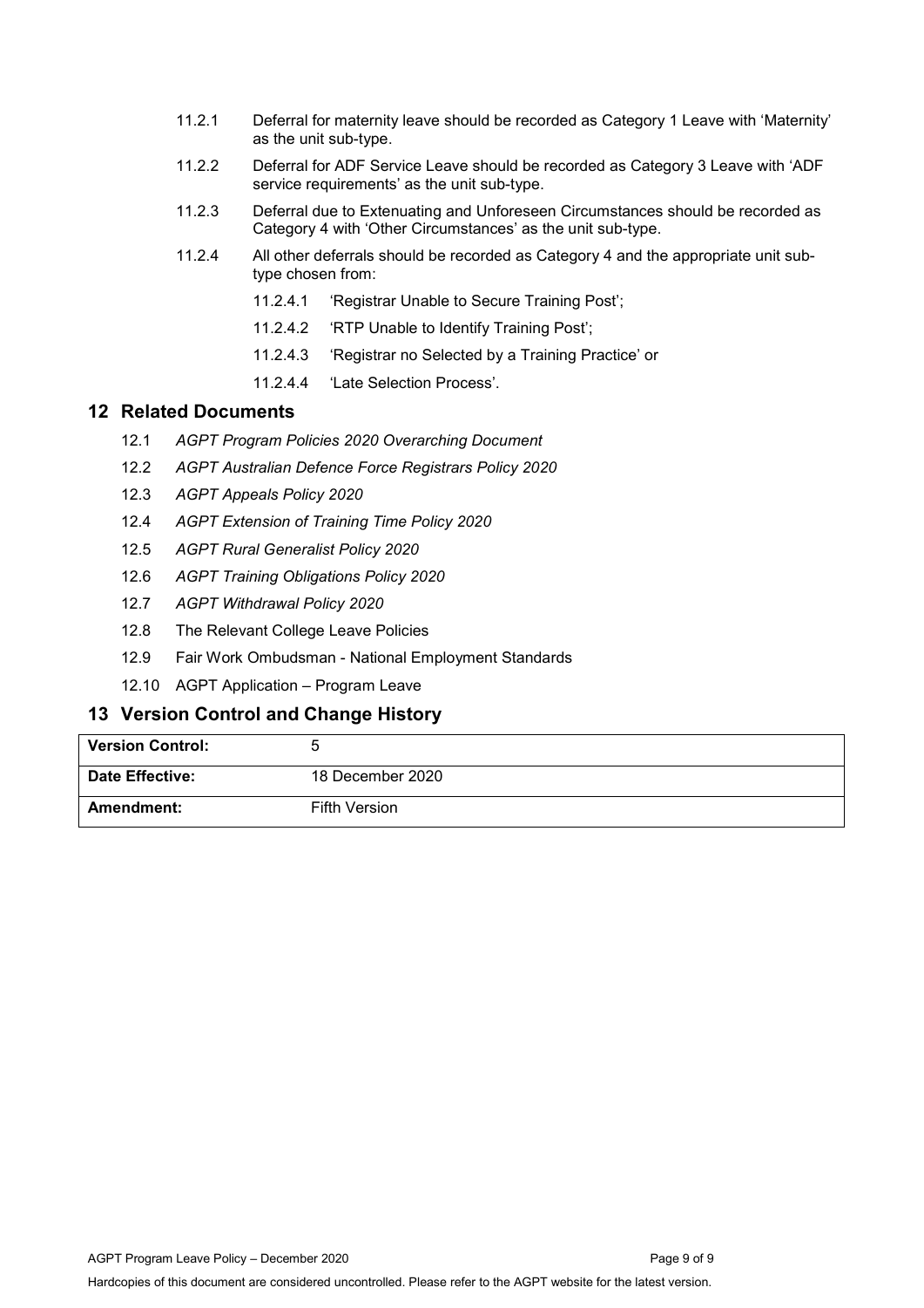11.2.1 Deferral for maternity leave should be recorded as Category 1 Leave with 'Maternity' as the unit sub-type.

11.2.2 Deferral for ADF Service Leave should be recorded as Category 3 Leave with 'ADF service requirements' as the unit sub-type.

11.2.3 Deferral due to Extenuating and Unforeseen Circumstances should be recorded as Category 4 with 'Other Circumstances' as the unit sub-type.

11.2.4 All other deferrals should be recorded as Category 4 and the appropriate unit sub-type chosen from:

11.2.4.1 'Registrar Unable to Secure Training Post';

11.2.4.2 'RTP Unable to Identify Training Post';

11.2.4.3 'Registrar no Selected by a Training Practice' or

11.2.4.4 'Late Selection Process'.

## 12 Related Documents

12.1 *AGPT Program Policies 2020 Overarching Document*

12.2 *AGPT Australian Defence Force Registrars Policy 2020*

12.3 *AGPT Appeals Policy 2020*

12.4 *AGPT Extension of Training Time Policy 2020*

12.5 *AGPT Rural Generalist Policy 2020*

12.6 *AGPT Training Obligations Policy 2020*

12.7 *AGPT Withdrawal Policy 2020*

12.8 The Relevant College Leave Policies

12.9 Fair Work Ombudsman - National Employment Standards

12.10 AGPT Application – Program Leave

## 13 Version Control and Change History

| | |
|---|---|
| **Version Control:** | 5 |
| **Date Effective:** | 18 December 2020 |
| **Amendment:** | Fifth Version |